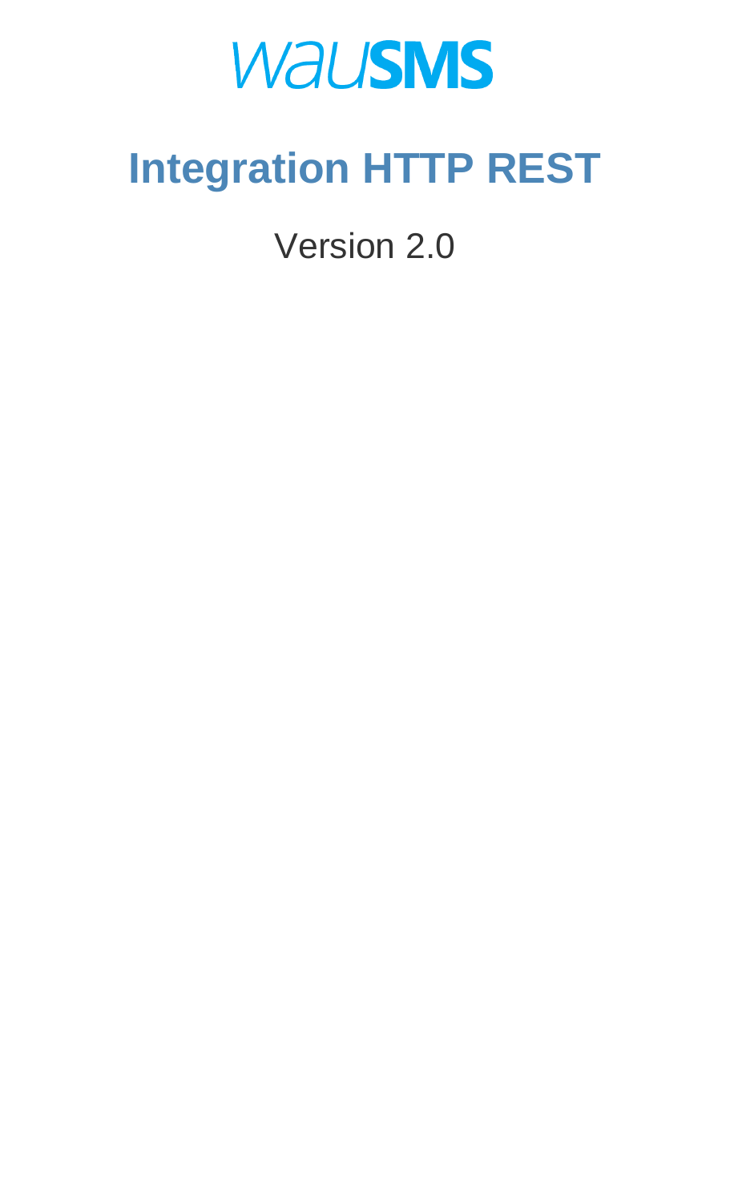wauSMS

# Integration HTTP REST

Version 2.0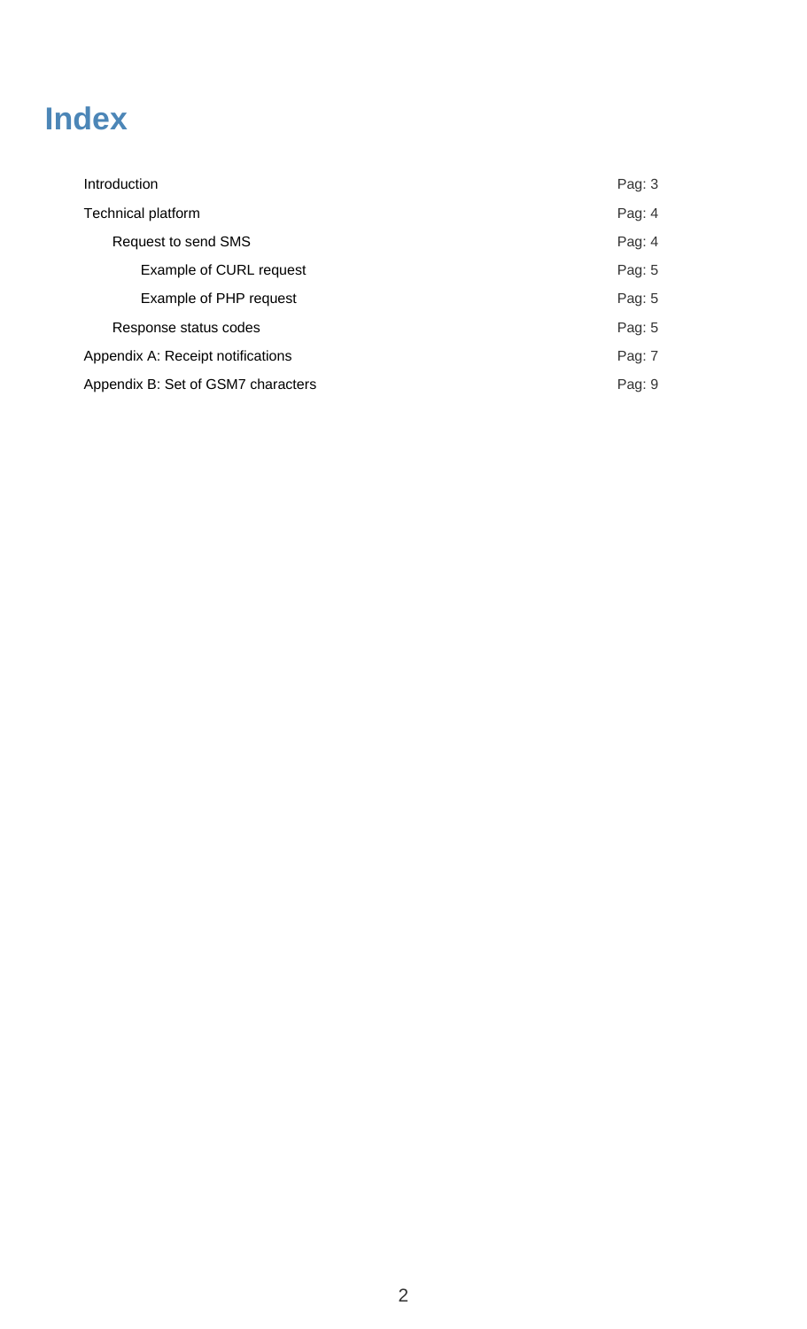# Index

| | |
|---|---|
| Introduction | Pag: 3 |
| Technical platform | Pag: 4 |
| Request to send SMS | Pag: 4 |
| Example of CURL request | Pag: 5 |
| Example of PHP request | Pag: 5 |
| Response status codes | Pag: 5 |
| Appendix A: Receipt notifications | Pag: 7 |
| Appendix B: Set of GSM7 characters | Pag: 9 |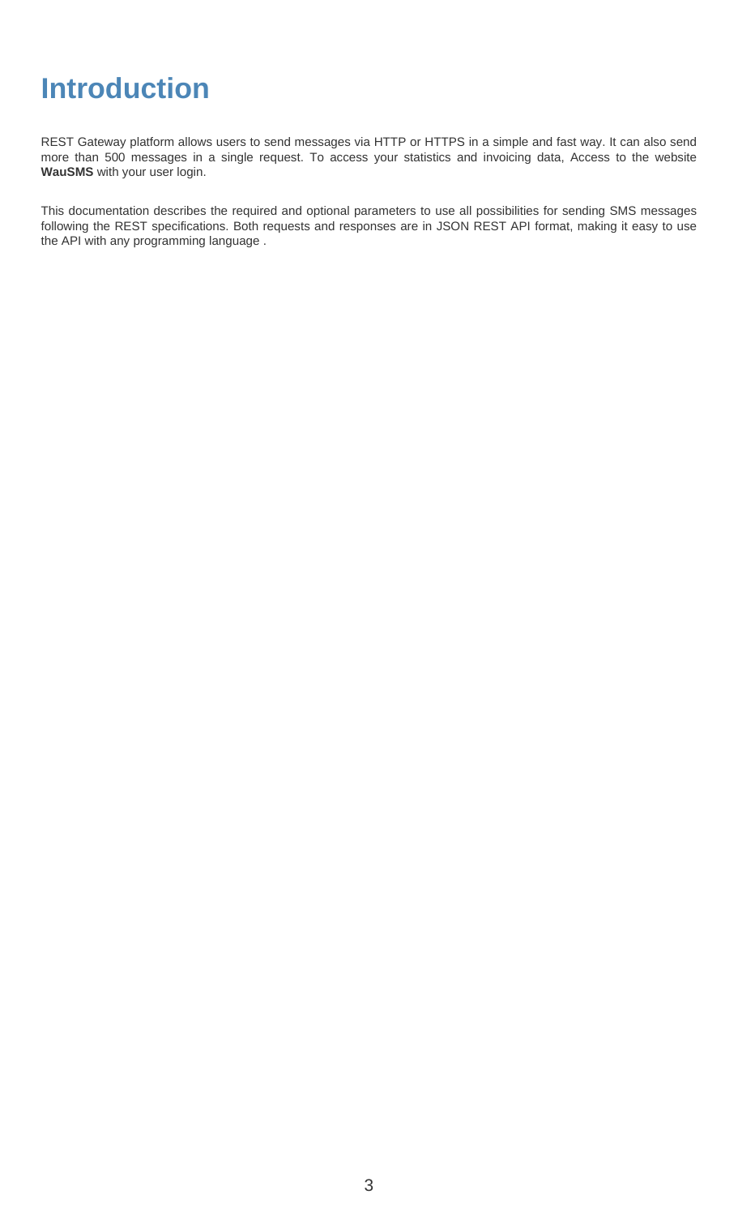# Introduction

REST Gateway platform allows users to send messages via HTTP or HTTPS in a simple and fast way. It can also send more than 500 messages in a single request. To access your statistics and invoicing data, Access to the website **WauSMS** with your user login.

This documentation describes the required and optional parameters to use all possibilities for sending SMS messages following the REST specifications. Both requests and responses are in JSON REST API format, making it easy to use the API with any programming language .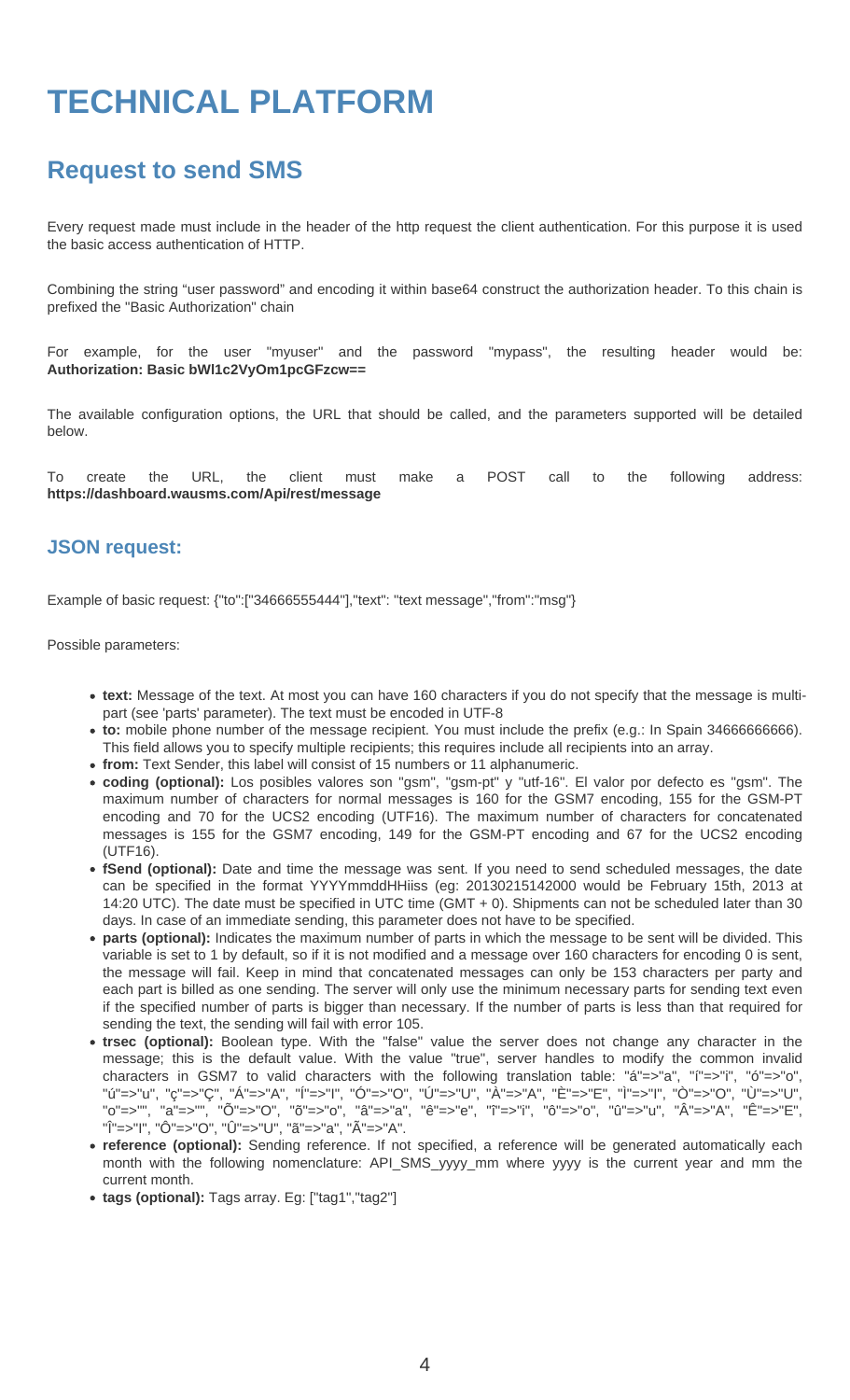# TECHNICAL PLATFORM

## Request to send SMS

Every request made must include in the header of the http request the client authentication. For this purpose it is used the basic access authentication of HTTP.

Combining the string “user password” and encoding it within base64 construct the authorization header. To this chain is prefixed the "Basic Authorization" chain

For example, for the user "myuser" and the password "mypass", the resulting header would be: **Authorization: Basic bWl1c2VyOm1pcGFzcw==**

The available configuration options, the URL that should be called, and the parameters supported will be detailed below.

To create the URL, the client must make a POST call to the following address: **https://dashboard.wausms.com/Api/rest/message**

### JSON request:

Example of basic request: {"to":["34666555444"],"text": "text message","from":"msg"}

Possible parameters:

- **text:** Message of the text. At most you can have 160 characters if you do not specify that the message is multi-part (see 'parts' parameter). The text must be encoded in UTF-8
- **to:** mobile phone number of the message recipient. You must include the prefix (e.g.: In Spain 34666666666). This field allows you to specify multiple recipients; this requires include all recipients into an array.
- **from:** Text Sender, this label will consist of 15 numbers or 11 alphanumeric.
- **coding (optional):** Los posibles valores son "gsm", "gsm-pt" y "utf-16". El valor por defecto es "gsm". The maximum number of characters for normal messages is 160 for the GSM7 encoding, 155 for the GSM-PT encoding and 70 for the UCS2 encoding (UTF16). The maximum number of characters for concatenated messages is 155 for the GSM7 encoding, 149 for the GSM-PT encoding and 67 for the UCS2 encoding (UTF16).
- **fSend (optional):** Date and time the message was sent. If you need to send scheduled messages, the date can be specified in the format YYYYmmddHHiiss (eg: 20130215142000 would be February 15th, 2013 at 14:20 UTC). The date must be specified in UTC time (GMT + 0). Shipments can not be scheduled later than 30 days. In case of an immediate sending, this parameter does not have to be specified.
- **parts (optional):** Indicates the maximum number of parts in which the message to be sent will be divided. This variable is set to 1 by default, so if it is not modified and a message over 160 characters for encoding 0 is sent, the message will fail. Keep in mind that concatenated messages can only be 153 characters per party and each part is billed as one sending. The server will only use the minimum necessary parts for sending text even if the specified number of parts is bigger than necessary. If the number of parts is less than that required for sending the text, the sending will fail with error 105.
- **trsec (optional):** Boolean type. With the "false" value the server does not change any character in the message; this is the default value. With the value "true", server handles to modify the common invalid characters in GSM7 to valid characters with the following translation table: "á"=>"a", "í"=>"i", "ó"=>"o", "ú"=>"u", "ç"=>"Ç", "Á"=>"A", "Í"=>"I", "Ó"=>"O", "Ú"=>"U", "À"=>"A", "È"=>"E", "Ì"=>"I", "Ò"=>"O", "Ù"=>"U", "o"=>"", "a"=>"", "Õ"=>"O", "õ"=>"o", "â"=>"a", "ê"=>"e", "î"=>"i", "ô"=>"o", "û"=>"u", "Â"=>"A", "Ê"=>"E", "Î"=>"I", "Ô"=>"O", "Û"=>"U", "ã"=>"a", "Ã"=>"A".
- **reference (optional):** Sending reference. If not specified, a reference will be generated automatically each month with the following nomenclature: API_SMS_yyyy_mm where yyyy is the current year and mm the current month.
- **tags (optional):** Tags array. Eg: ["tag1","tag2"]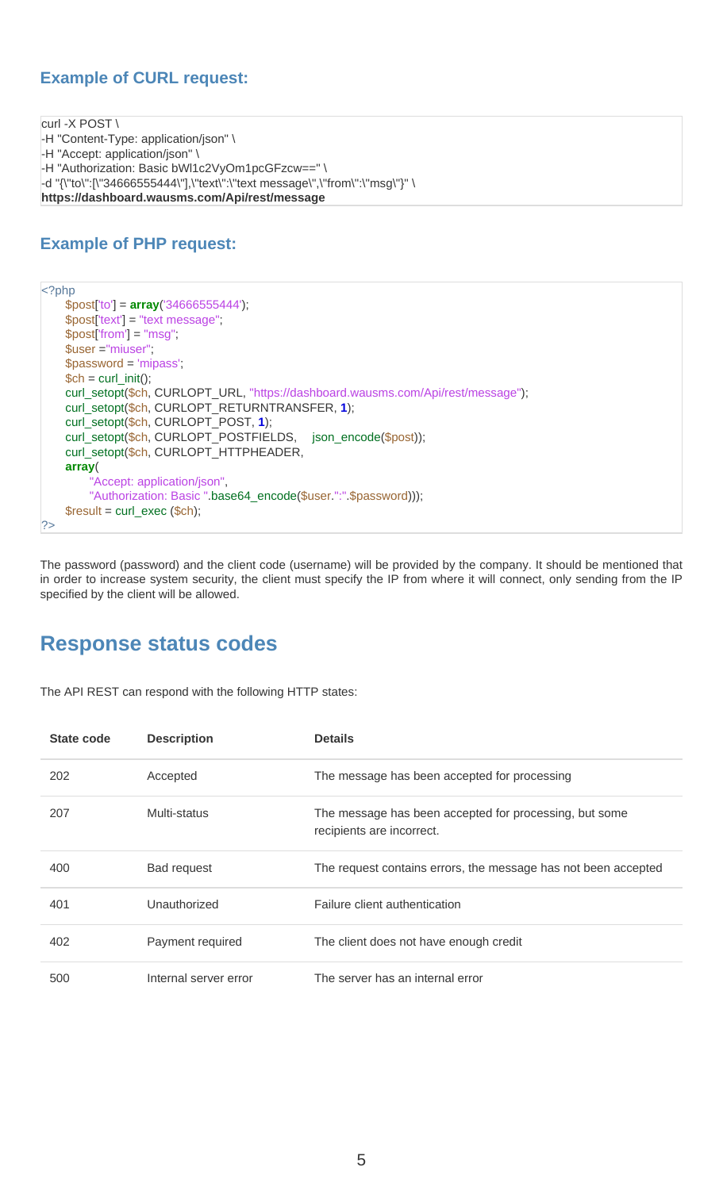### Example of CURL request:

```
curl -X POST \
-H "Content-Type: application/json" \
-H "Accept: application/json" \
-H "Authorization: Basic bWl1c2VyOm1pcGFzcw==" \
-d "{\"to\":[\"34666555444\"],\"text\":\"text message\",\"from\":\"msg\"}" \
https://dashboard.wausms.com/Api/rest/message
```

### Example of PHP request:

```
<?php
    $post['to'] = array('34666555444');
    $post['text'] = "text message";
    $post['from'] = "msg";
    $user ="miuser";
    $password = 'mipass';
    $ch = curl_init();
    curl_setopt($ch, CURLOPT_URL, "https://dashboard.wausms.com/Api/rest/message");
    curl_setopt($ch, CURLOPT_RETURNTRANSFER, 1);
    curl_setopt($ch, CURLOPT_POST, 1);
    curl_setopt($ch, CURLOPT_POSTFIELDS,    json_encode($post));
    curl_setopt($ch, CURLOPT_HTTPHEADER,
    array(
        "Accept: application/json",
        "Authorization: Basic ".base64_encode($user.":".$password)));
    $result = curl_exec ($ch);
?>
```

The password (password) and the client code (username) will be provided by the company. It should be mentioned that in order to increase system security, the client must specify the IP from where it will connect, only sending from the IP specified by the client will be allowed.

## Response status codes

The API REST can respond with the following HTTP states:

| State code | Description | Details |
|---|---|---|
| 202 | Accepted | The message has been accepted for processing |
| 207 | Multi-status | The message has been accepted for processing, but some recipients are incorrect. |
| 400 | Bad request | The request contains errors, the message has not been accepted |
| 401 | Unauthorized | Failure client authentication |
| 402 | Payment required | The client does not have enough credit |
| 500 | Internal server error | The server has an internal error |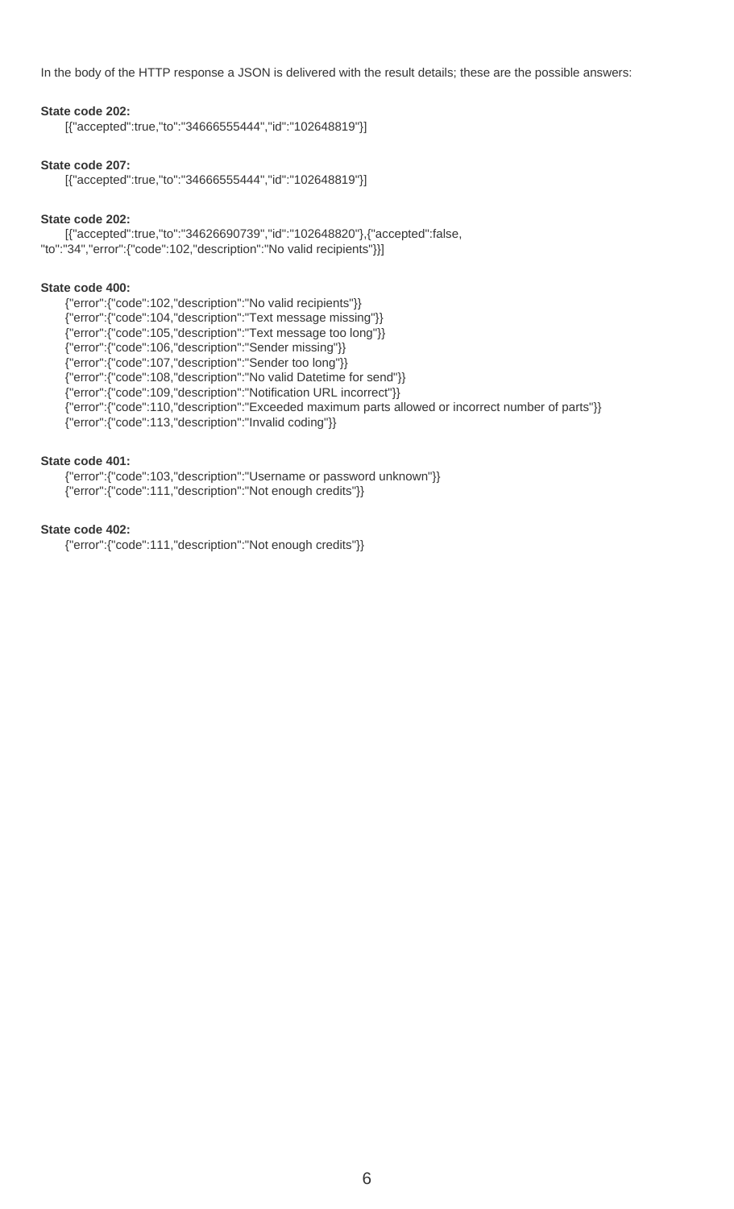In the body of the HTTP response a JSON is delivered with the result details; these are the possible answers:

**State code 202:**

[{"accepted":true,"to":"34666555444","id":"102648819"}]

**State code 207:**

[{"accepted":true,"to":"34666555444","id":"102648819"}]

**State code 202:**

[{"accepted":true,"to":"34626690739","id":"102648820"},{"accepted":false, "to":"34","error":{"code":102,"description":"No valid recipients"}}]

**State code 400:**

{"error":{"code":102,"description":"No valid recipients"}}
{"error":{"code":104,"description":"Text message missing"}}
{"error":{"code":105,"description":"Text message too long"}}
{"error":{"code":106,"description":"Sender missing"}}
{"error":{"code":107,"description":"Sender too long"}}
{"error":{"code":108,"description":"No valid Datetime for send"}}
{"error":{"code":109,"description":"Notification URL incorrect"}}
{"error":{"code":110,"description":"Exceeded maximum parts allowed or incorrect number of parts"}}
{"error":{"code":113,"description":"Invalid coding"}}

**State code 401:**

{"error":{"code":103,"description":"Username or password unknown"}}
{"error":{"code":111,"description":"Not enough credits"}}

**State code 402:**

{"error":{"code":111,"description":"Not enough credits"}}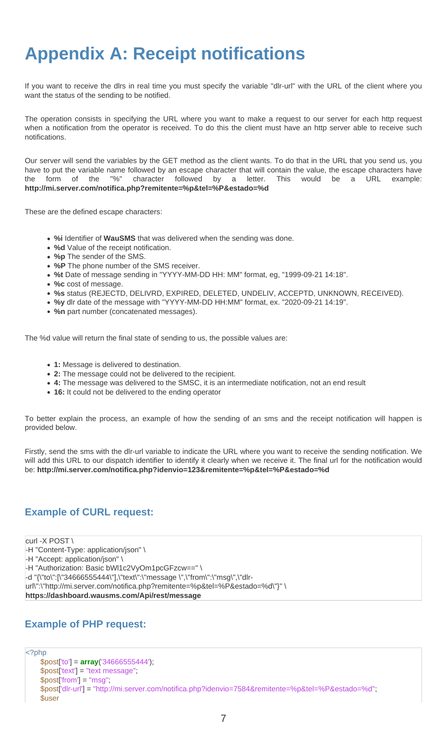# Appendix A: Receipt notifications

If you want to receive the dlrs in real time you must specify the variable "dlr-url" with the URL of the client where you want the status of the sending to be notified.

The operation consists in specifying the URL where you want to make a request to our server for each http request when a notification from the operator is received. To do this the client must have an http server able to receive such notifications.

Our server will send the variables by the GET method as the client wants. To do that in the URL that you send us, you have to put the variable name followed by an escape character that will contain the value, the escape characters have the form of the "%" character followed by a letter. This would be a URL example: **http://mi.server.com/notifica.php?remitente=%p&tel=%P&estado=%d**

These are the defined escape characters:

- **%i** Identifier of **WauSMS** that was delivered when the sending was done.
- **%d** Value of the receipt notification.
- **%p** The sender of the SMS.
- **%P** The phone number of the SMS receiver.
- **%t** Date of message sending in "YYYY-MM-DD HH: MM" format, eg, "1999-09-21 14:18".
- **%c** cost of message.
- **%s** status (REJECTD, DELIVRD, EXPIRED, DELETED, UNDELIV, ACCEPTD, UNKNOWN, RECEIVED).
- **%y** dlr date of the message with "YYYY-MM-DD HH:MM" format, ex. "2020-09-21 14:19".
- **%n** part number (concatenated messages).

The %d value will return the final state of sending to us, the possible values are:

- **1:** Message is delivered to destination.
- **2:** The message could not be delivered to the recipient.
- **4:** The message was delivered to the SMSC, it is an intermediate notification, not an end result
- **16:** It could not be delivered to the ending operator

To better explain the process, an example of how the sending of an sms and the receipt notification will happen is provided below.

Firstly, send the sms with the dlr-url variable to indicate the URL where you want to receive the sending notification. We will add this URL to our dispatch identifier to identify it clearly when we receive it. The final url for the notification would be: **http://mi.server.com/notifica.php?idenvio=123&remitente=%p&tel=%P&estado=%d**

### Example of CURL request:

```
curl -X POST \
-H "Content-Type: application/json" \
-H "Accept: application/json" \
-H "Authorization: Basic bWl1c2VyOm1pcGFzcw==" \
-d "{\"to\":[\"34666555444\"],\"text\":\"message \",\"from\":\"msg\",\"dlr-url\":\"http://mi.server.com/notifica.php?remitente=%p&tel=%P&estado=%d\"}" \
https://dashboard.wausms.com/Api/rest/message
```

### Example of PHP request:

```php
<?php
    $post['to'] = array('34666555444');
    $post['text'] = "text message";
    $post['from'] = "msg";
    $post['dlr-url'] = "http://mi.server.com/notifica.php?idenvio=7584&remitente=%p&tel=%P&estado=%d";
    $user
```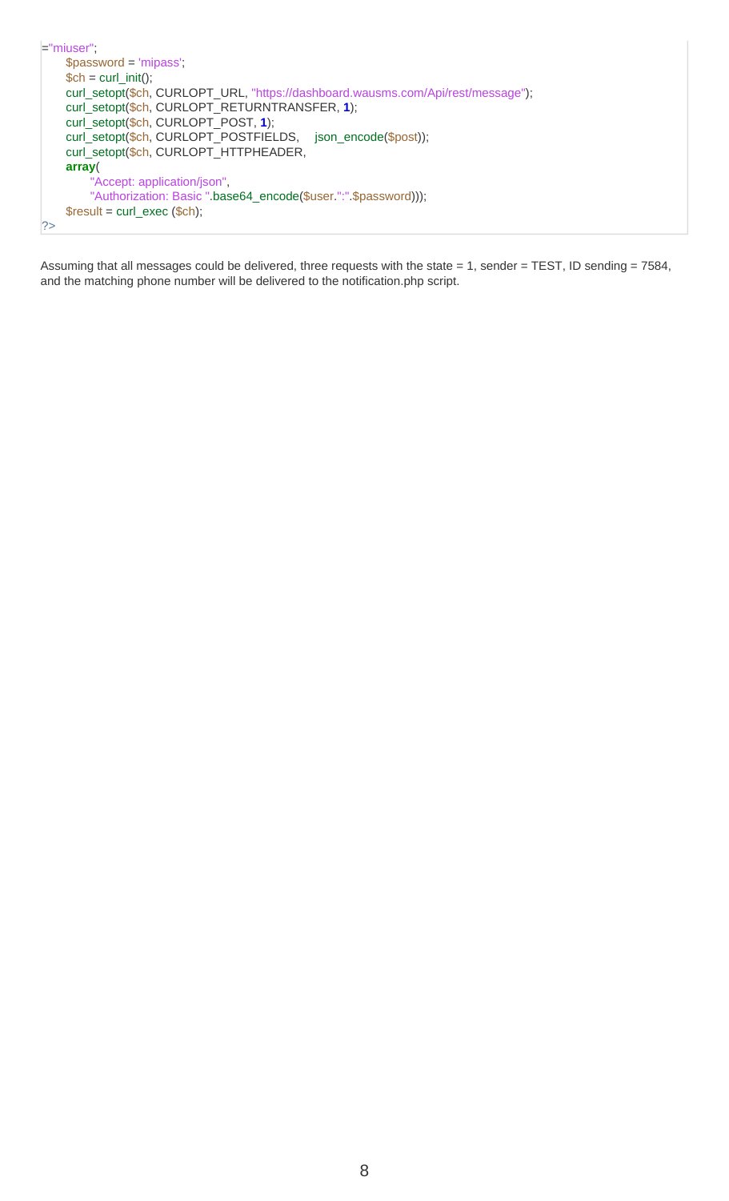```php
="miuser";
    $password = 'mipass';
    $ch = curl_init();
    curl_setopt($ch, CURLOPT_URL, "https://dashboard.wausms.com/Api/rest/message");
    curl_setopt($ch, CURLOPT_RETURNTRANSFER, 1);
    curl_setopt($ch, CURLOPT_POST, 1);
    curl_setopt($ch, CURLOPT_POSTFIELDS,    json_encode($post));
    curl_setopt($ch, CURLOPT_HTTPHEADER,
    array(
        "Accept: application/json",
        "Authorization: Basic ".base64_encode($user.":".$password)));
    $result = curl_exec ($ch);
?>
```

Assuming that all messages could be delivered, three requests with the state = 1, sender = TEST, ID sending = 7584, and the matching phone number will be delivered to the notification.php script.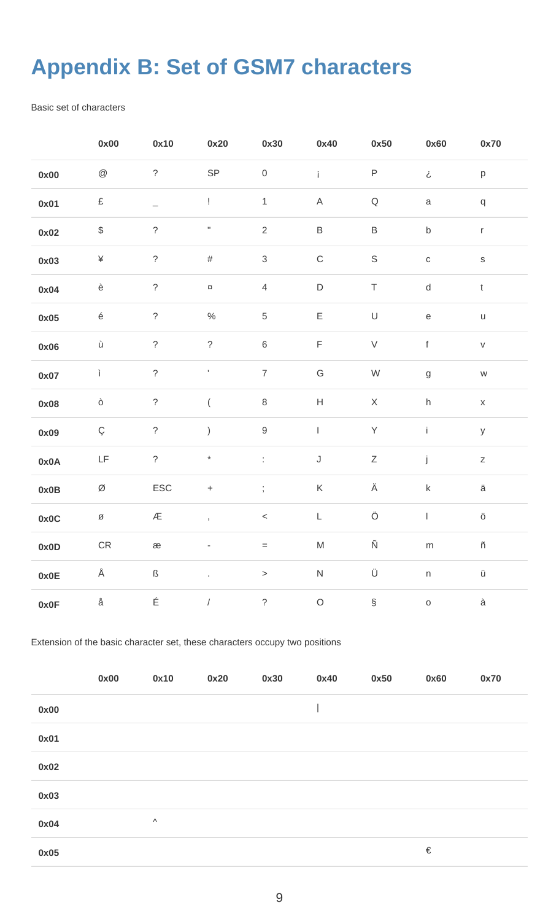# Appendix B: Set of GSM7 characters

Basic set of characters

| | 0x00 | 0x10 | 0x20 | 0x30 | 0x40 | 0x50 | 0x60 | 0x70 |
|---|---|---|---|---|---|---|---|---|
| **0x00** | @ | ? | SP | 0 | ¡ | P | ¿ | p |
| **0x01** | £ | _ | ! | 1 | A | Q | a | q |
| **0x02** | $ | ? | " | 2 | B | B | b | r |
| **0x03** | ¥ | ? | # | 3 | C | S | c | s |
| **0x04** | è | ? | ¤ | 4 | D | T | d | t |
| **0x05** | é | ? | % | 5 | E | U | e | u |
| **0x06** | ù | ? | ? | 6 | F | V | f | v |
| **0x07** | ì | ? | ' | 7 | G | W | g | w |
| **0x08** | ò | ? | ( | 8 | H | X | h | x |
| **0x09** | Ç | ? | ) | 9 | I | Y | i | y |
| **0x0A** | LF | ? | * | : | J | Z | j | z |
| **0x0B** | Ø | ESC | + | ; | K | Ä | k | ä |
| **0x0C** | ø | Æ | , | < | L | Ö | l | ö |
| **0x0D** | CR | æ | - | = | M | Ñ | m | ñ |
| **0x0E** | Å | ß | . | > | N | Ü | n | ü |
| **0x0F** | å | É | / | ? | O | § | o | à |

Extension of the basic character set, these characters occupy two positions

| | 0x00 | 0x10 | 0x20 | 0x30 | 0x40 | 0x50 | 0x60 | 0x70 |
|---|---|---|---|---|---|---|---|---|
| **0x00** | | | | | \| | | | |
| **0x01** | | | | | | | | |
| **0x02** | | | | | | | | |
| **0x03** | | | | | | | | |
| **0x04** | | ^ | | | | | | |
| **0x05** | | | | | | | € | |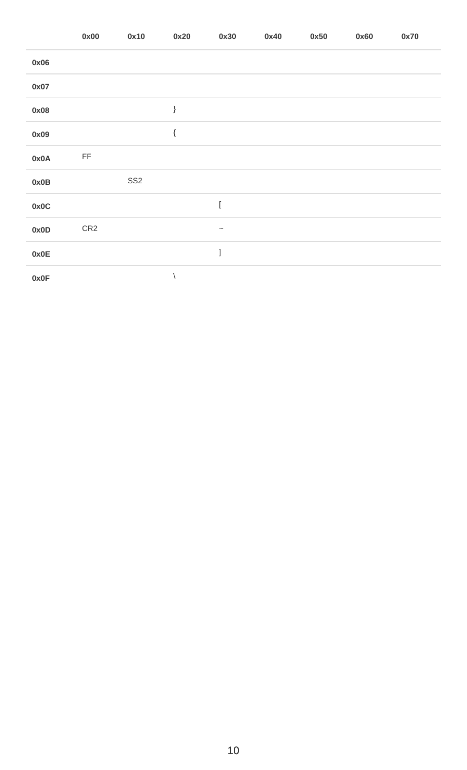| | 0x00 | 0x10 | 0x20 | 0x30 | 0x40 | 0x50 | 0x60 | 0x70 |
|---|---|---|---|---|---|---|---|---|
| **0x06** | | | | | | | | |
| **0x07** | | | | | | | | |
| **0x08** | | | } | | | | | |
| **0x09** | | | { | | | | | |
| **0x0A** | FF | | | | | | | |
| **0x0B** | | SS2 | | | | | | |
| **0x0C** | | | | [ | | | | |
| **0x0D** | CR2 | | | ~ | | | | |
| **0x0E** | | | | ] | | | | |
| **0x0F** | | | \ | | | | | |